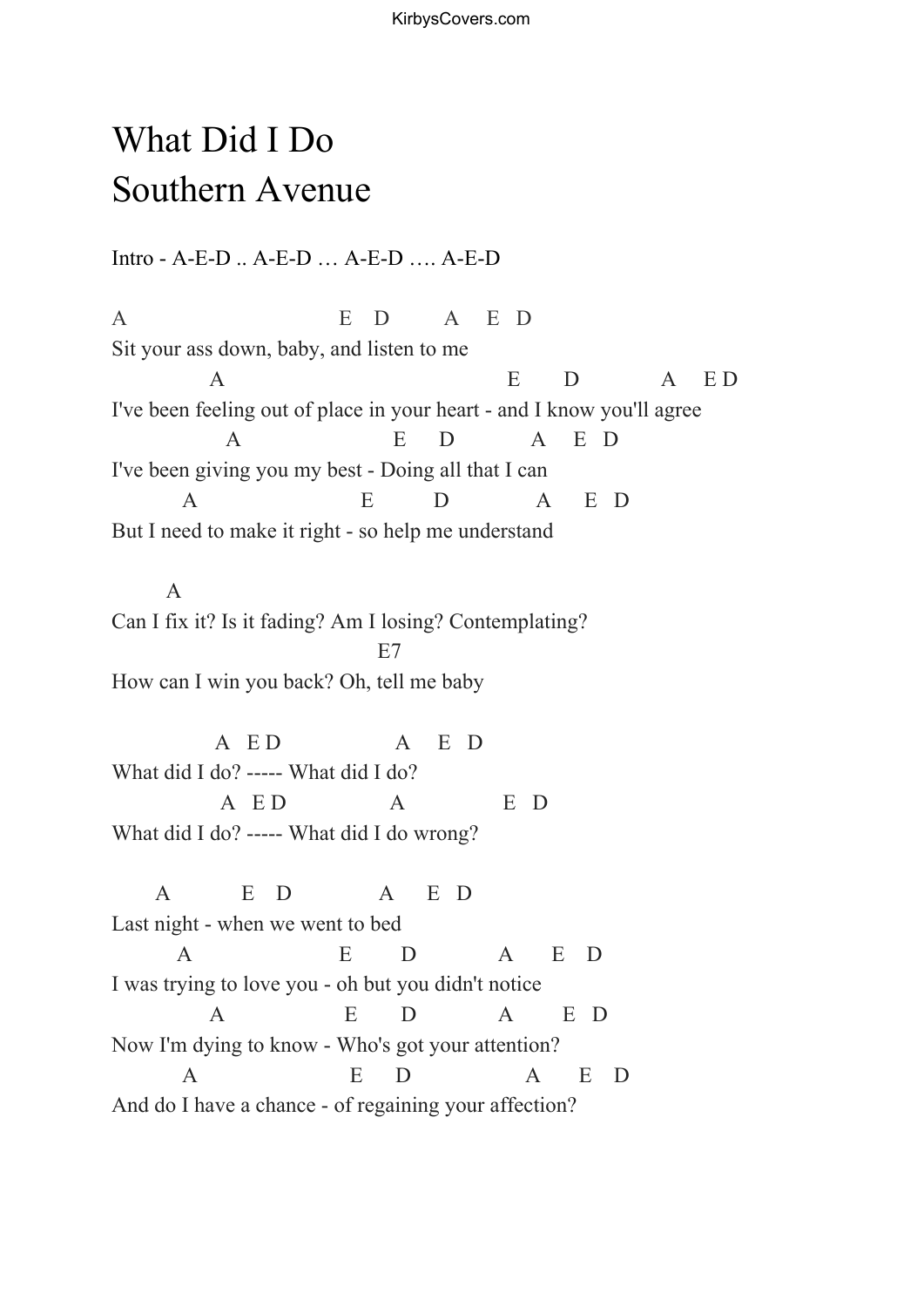# What Did I Do
# Southern Avenue

Intro - A-E-D .. A-E-D … A-E-D …. A-E-D

```
A                              E    D         A     E   D
Sit your ass down, baby, and listen to me
             A                                    E       D            A     E D
I've been feeling out of place in your heart - and I know you'll agree
               A                    E      D           A     E   D
I've been giving you my best - Doing all that I can
         A                      E          D             A      E   D
But I need to make it right - so help me understand

       A
Can I fix it? Is it fading? Am I losing? Contemplating?
                                  E7
How can I win you back? Oh, tell me baby

              A  E D                 A     E   D
What did I do? ----- What did I do?
              A  E D               A               E   D
What did I do? ----- What did I do wrong?

      A           E    D             A      E   D
Last night - when we went to bed
         A                   E       D            A      E   D
I was trying to love you - oh but you didn't notice
             A                 E       D            A       E   D
Now I'm dying to know - Who's got your attention?
         A                     E     D                 A      E   D
And do I have a chance - of regaining your affection?
```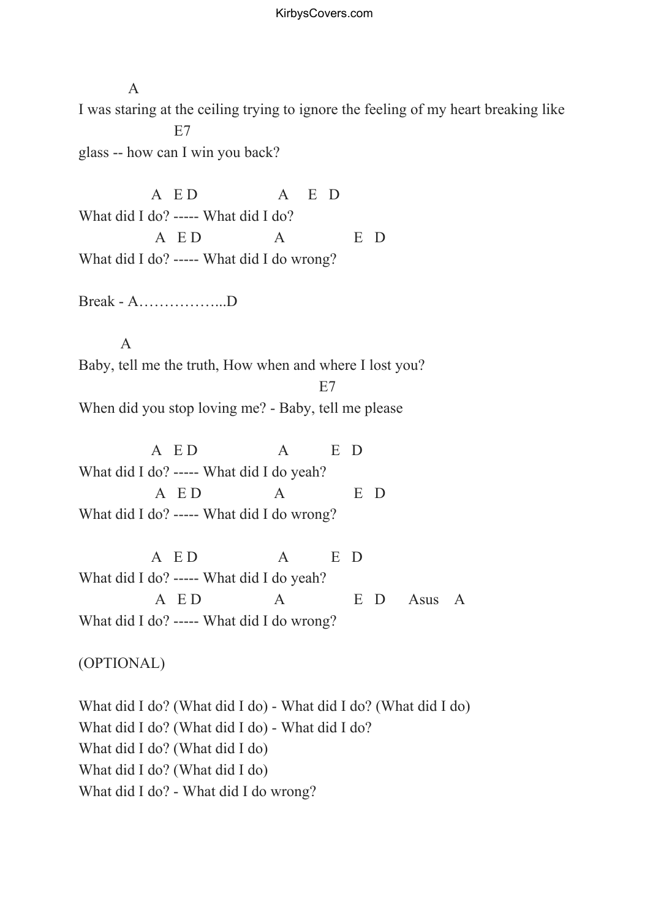```
          A
I was staring at the ceiling trying to ignore the feeling of my heart breaking like
                   E7
glass -- how can I win you back?

               A   E D                  A     E   D
What did I do? ----- What did I do?
                A   E D              A              E   D
What did I do? ----- What did I do wrong?

Break - A……………...D

         A
Baby, tell me the truth, How when and where I lost you?
                                                 E7
When did you stop loving me? - Baby, tell me please

               A   E D                  A         E   D
What did I do? ----- What did I do yeah?
                A   E D              A              E   D
What did I do? ----- What did I do wrong?

               A   E D                  A         E   D
What did I do? ----- What did I do yeah?
                A   E D              A              E   D     Asus    A
What did I do? ----- What did I do wrong?
```

(OPTIONAL)

What did I do? (What did I do) - What did I do? (What did I do)
What did I do? (What did I do) - What did I do?
What did I do? (What did I do)
What did I do? (What did I do)
What did I do? - What did I do wrong?